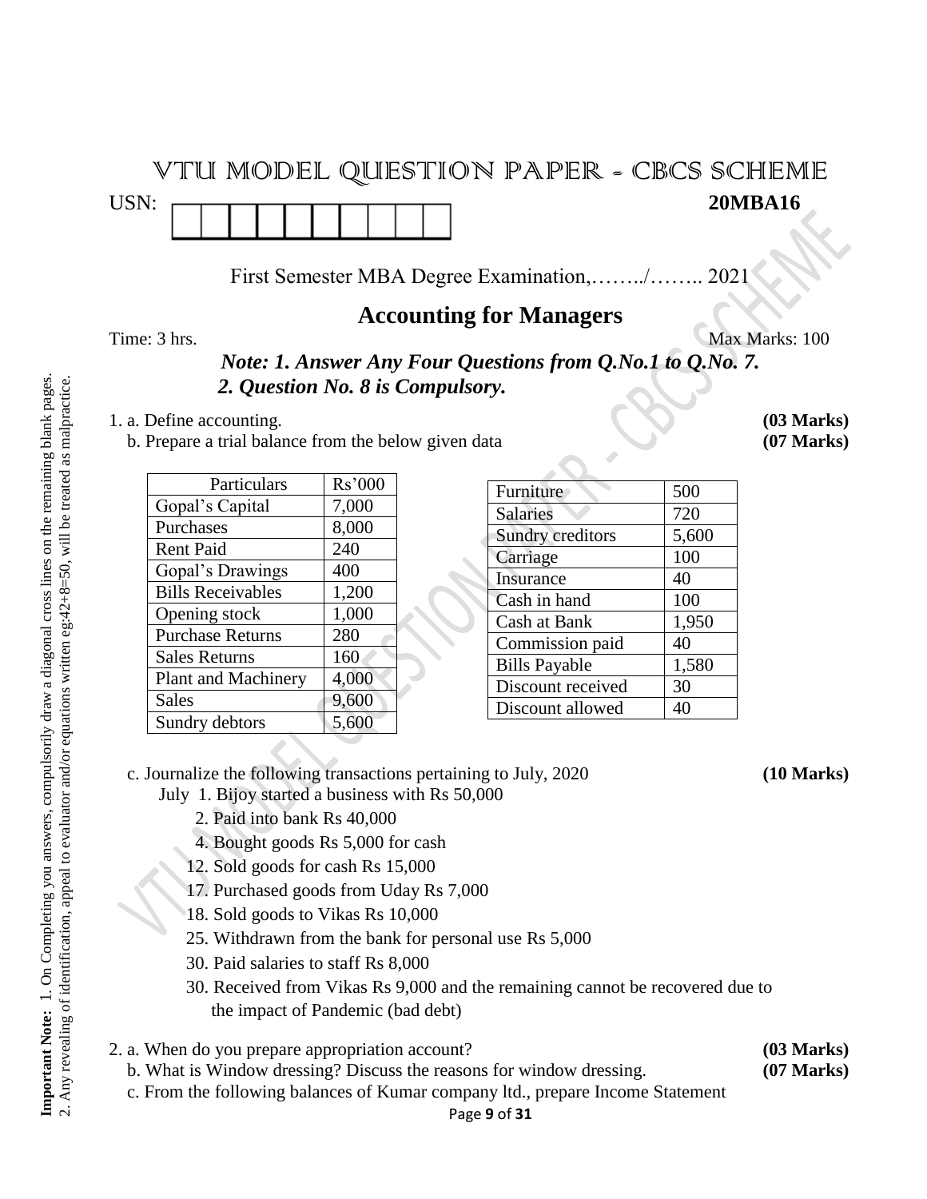# VTU MODEL QUESTION PAPER - CBCS SCHEME

USN: | | | | | | | | | | |

**20MBA16**

First Semester MBA Degree Examination,……../…….. 2021

## Accounting for Managers

Time: 3 hrs. Max Marks: 100

***Note: 1. Answer Any Four Questions from Q.No.1 to Q.No. 7.***
***2. Question No. 8 is Compulsory.***

1. a. Define accounting. **(03 Marks)**

   b. Prepare a trial balance from the below given data **(07 Marks)**

| Particulars | Rs'000 |
|---|---|
| Gopal's Capital | 7,000 |
| Purchases | 8,000 |
| Rent Paid | 240 |
| Gopal's Drawings | 400 |
| Bills Receivables | 1,200 |
| Opening stock | 1,000 |
| Purchase Returns | 280 |
| Sales Returns | 160 |
| Plant and Machinery | 4,000 |
| Sales | 9,600 |
| Sundry debtors | 5,600 |

| | |
|---|---|
| Furniture | 500 |
| Salaries | 720 |
| Sundry creditors | 5,600 |
| Carriage | 100 |
| Insurance | 40 |
| Cash in hand | 100 |
| Cash at Bank | 1,950 |
| Commission paid | 40 |
| Bills Payable | 1,580 |
| Discount received | 30 |
| Discount allowed | 40 |

   c. Journalize the following transactions pertaining to July, 2020 **(10 Marks)**

   July 1. Bijoy started a business with Rs 50,000
   2. Paid into bank Rs 40,000
   4. Bought goods Rs 5,000 for cash
   12. Sold goods for cash Rs 15,000
   17. Purchased goods from Uday Rs 7,000
   18. Sold goods to Vikas Rs 10,000
   25. Withdrawn from the bank for personal use Rs 5,000
   30. Paid salaries to staff Rs 8,000
   30. Received from Vikas Rs 9,000 and the remaining cannot be recovered due to the impact of Pandemic (bad debt)

2. a. When do you prepare appropriation account? **(03 Marks)**

   b. What is Window dressing? Discuss the reasons for window dressing. **(07 Marks)**

   c. From the following balances of Kumar company ltd., prepare Income Statement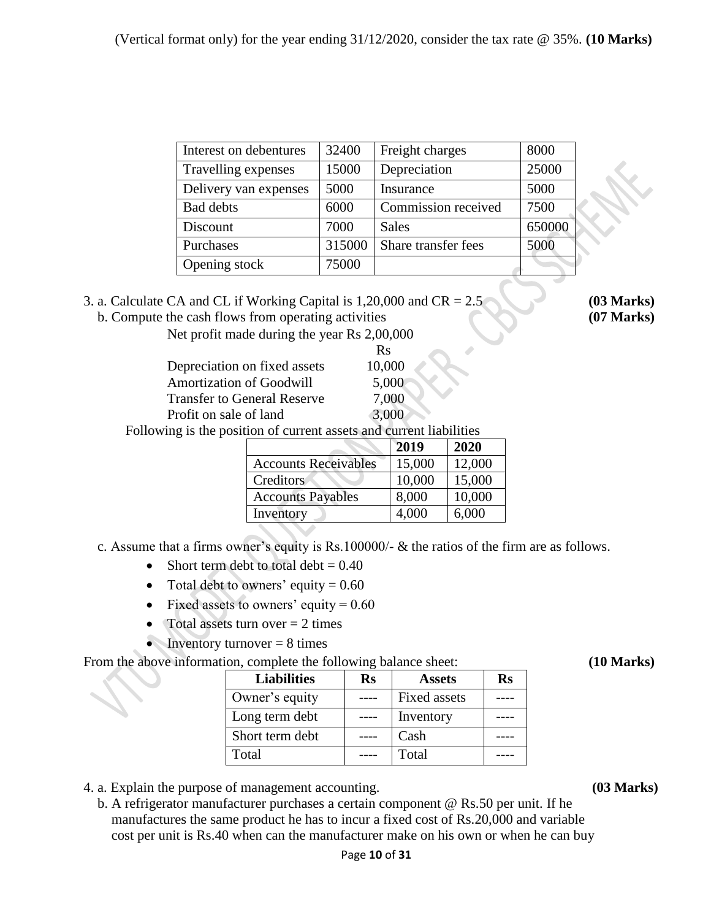(Vertical format only) for the year ending 31/12/2020, consider the tax rate @ 35%. **(10 Marks)**

| Interest on debentures | 32400 | Freight charges | 8000 |
|---|---|---|---|
| Travelling expenses | 15000 | Depreciation | 25000 |
| Delivery van expenses | 5000 | Insurance | 5000 |
| Bad debts | 6000 | Commission received | 7500 |
| Discount | 7000 | Sales | 650000 |
| Purchases | 315000 | Share transfer fees | 5000 |
| Opening stock | 75000 | | |

3. a. Calculate CA and CL if Working Capital is 1,20,000 and CR = 2.5 **(03 Marks)**

b. Compute the cash flows from operating activities **(07 Marks)**

Net profit made during the year Rs 2,00,000

| | Rs |
|---|---|
| Depreciation on fixed assets | 10,000 |
| Amortization of Goodwill | 5,000 |
| Transfer to General Reserve | 7,000 |
| Profit on sale of land | 3,000 |

Following is the position of current assets and current liabilities

| | 2019 | 2020 |
|---|---|---|
| Accounts Receivables | 15,000 | 12,000 |
| Creditors | 10,000 | 15,000 |
| Accounts Payables | 8,000 | 10,000 |
| Inventory | 4,000 | 6,000 |

c. Assume that a firms owner's equity is Rs.100000/- & the ratios of the firm are as follows.

- Short term debt to total debt = 0.40
- Total debt to owners' equity = 0.60
- Fixed assets to owners' equity = 0.60
- Total assets turn over = 2 times
- Inventory turnover = 8 times

From the above information, complete the following balance sheet: **(10 Marks)**

| Liabilities | Rs | Assets | Rs |
|---|---|---|---|
| Owner's equity | ---- | Fixed assets | ---- |
| Long term debt | ---- | Inventory | ---- |
| Short term debt | ---- | Cash | ---- |
| Total | ---- | Total | ---- |

4. a. Explain the purpose of management accounting. **(03 Marks)**

b. A refrigerator manufacturer purchases a certain component @ Rs.50 per unit. If he manufactures the same product he has to incur a fixed cost of Rs.20,000 and variable cost per unit is Rs.40 when can the manufacturer make on his own or when he can buy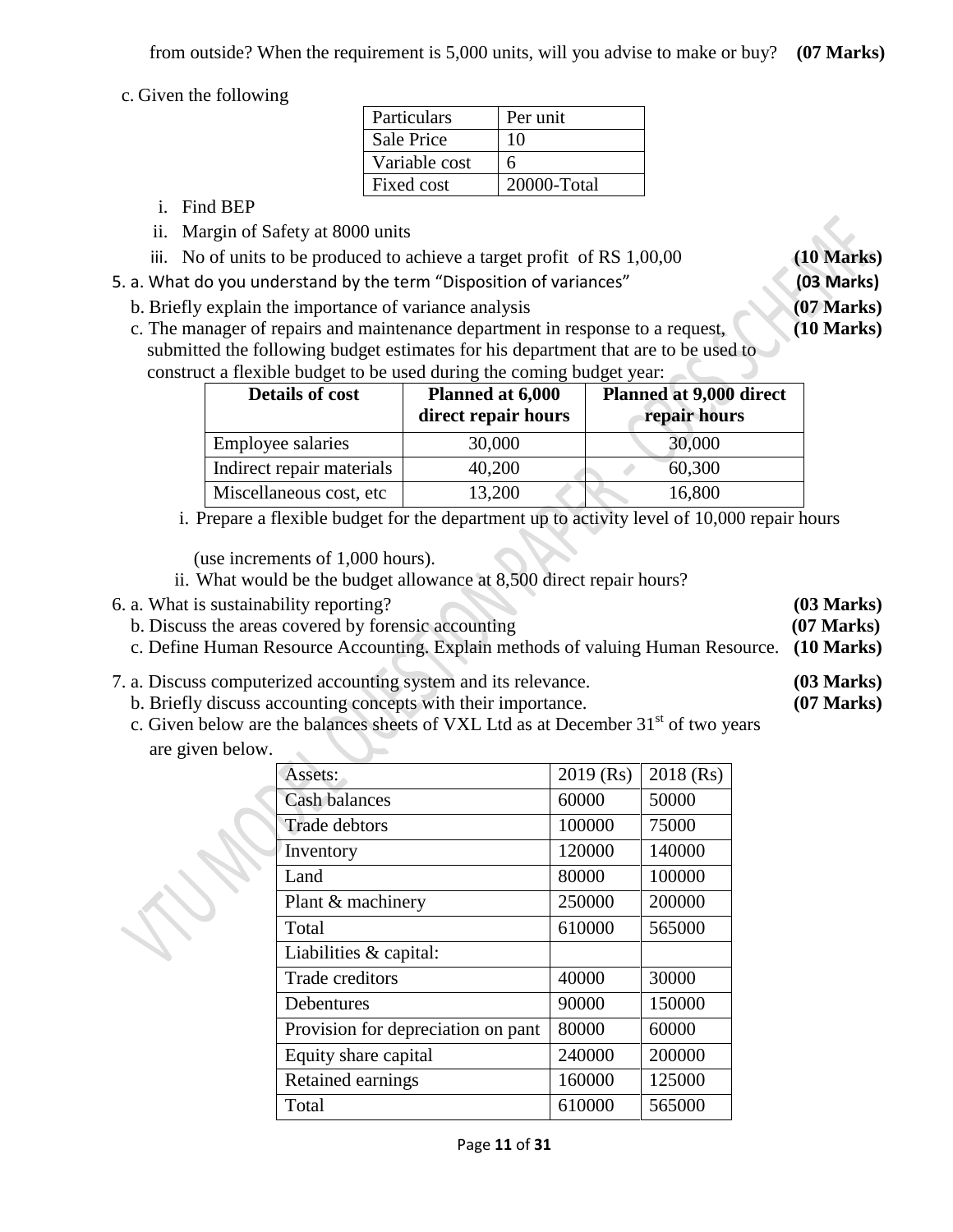from outside? When the requirement is 5,000 units, will you advise to make or buy? **(07 Marks)**

c. Given the following

| Particulars | Per unit |
|---|---|
| Sale Price | 10 |
| Variable cost | 6 |
| Fixed cost | 20000-Total |

i. Find BEP
ii. Margin of Safety at 8000 units
iii. No of units to be produced to achieve a target profit of RS 1,00,00 **(10 Marks)**

5. a. What do you understand by the term "Disposition of variances" **(03 Marks)**

b. Briefly explain the importance of variance analysis **(07 Marks)**

c. The manager of repairs and maintenance department in response to a request, submitted the following budget estimates for his department that are to be used to construct a flexible budget to be used during the coming budget year: **(10 Marks)**

| Details of cost | Planned at 6,000 direct repair hours | Planned at 9,000 direct repair hours |
|---|---|---|
| Employee salaries | 30,000 | 30,000 |
| Indirect repair materials | 40,200 | 60,300 |
| Miscellaneous cost, etc | 13,200 | 16,800 |

i. Prepare a flexible budget for the department up to activity level of 10,000 repair hours (use increments of 1,000 hours).
ii. What would be the budget allowance at 8,500 direct repair hours?

6. a. What is sustainability reporting? **(03 Marks)**

b. Discuss the areas covered by forensic accounting **(07 Marks)**

c. Define Human Resource Accounting. Explain methods of valuing Human Resource. **(10 Marks)**

7. a. Discuss computerized accounting system and its relevance. **(03 Marks)**

b. Briefly discuss accounting concepts with their importance. **(07 Marks)**

c. Given below are the balances sheets of VXL Ltd as at December 31st of two years are given below.

| Assets: | 2019 (Rs) | 2018 (Rs) |
|---|---|---|
| Cash balances | 60000 | 50000 |
| Trade debtors | 100000 | 75000 |
| Inventory | 120000 | 140000 |
| Land | 80000 | 100000 |
| Plant & machinery | 250000 | 200000 |
| Total | 610000 | 565000 |
| Liabilities & capital: | | |
| Trade creditors | 40000 | 30000 |
| Debentures | 90000 | 150000 |
| Provision for depreciation on pant | 80000 | 60000 |
| Equity share capital | 240000 | 200000 |
| Retained earnings | 160000 | 125000 |
| Total | 610000 | 565000 |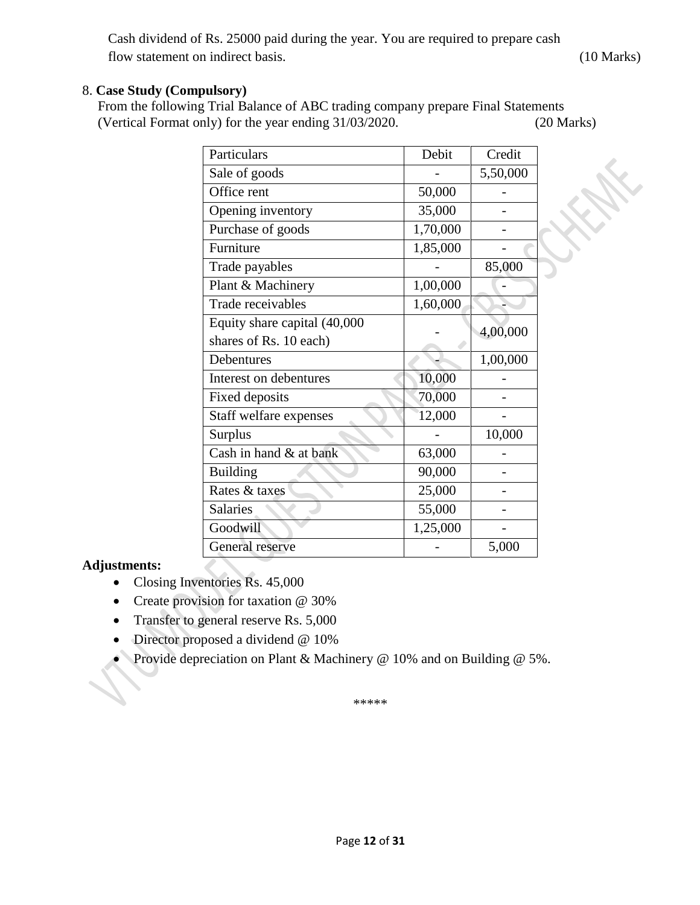Cash dividend of Rs. 25000 paid during the year. You are required to prepare cash flow statement on indirect basis. (10 Marks)

8. **Case Study (Compulsory)**

From the following Trial Balance of ABC trading company prepare Final Statements (Vertical Format only) for the year ending 31/03/2020. (20 Marks)

| Particulars | Debit | Credit |
|---|---|---|
| Sale of goods | - | 5,50,000 |
| Office rent | 50,000 | - |
| Opening inventory | 35,000 | - |
| Purchase of goods | 1,70,000 | - |
| Furniture | 1,85,000 | - |
| Trade payables | - | 85,000 |
| Plant & Machinery | 1,00,000 | - |
| Trade receivables | 1,60,000 | - |
| Equity share capital (40,000 shares of Rs. 10 each) | - | 4,00,000 |
| Debentures | - | 1,00,000 |
| Interest on debentures | 10,000 | - |
| Fixed deposits | 70,000 | - |
| Staff welfare expenses | 12,000 | - |
| Surplus | - | 10,000 |
| Cash in hand & at bank | 63,000 | - |
| Building | 90,000 | - |
| Rates & taxes | 25,000 | - |
| Salaries | 55,000 | - |
| Goodwill | 1,25,000 | - |
| General reserve | - | 5,000 |

**Adjustments:**

- Closing Inventories Rs. 45,000
- Create provision for taxation @ 30%
- Transfer to general reserve Rs. 5,000
- Director proposed a dividend @ 10%
- Provide depreciation on Plant & Machinery @ 10% and on Building @ 5%.

\*\*\*\*\*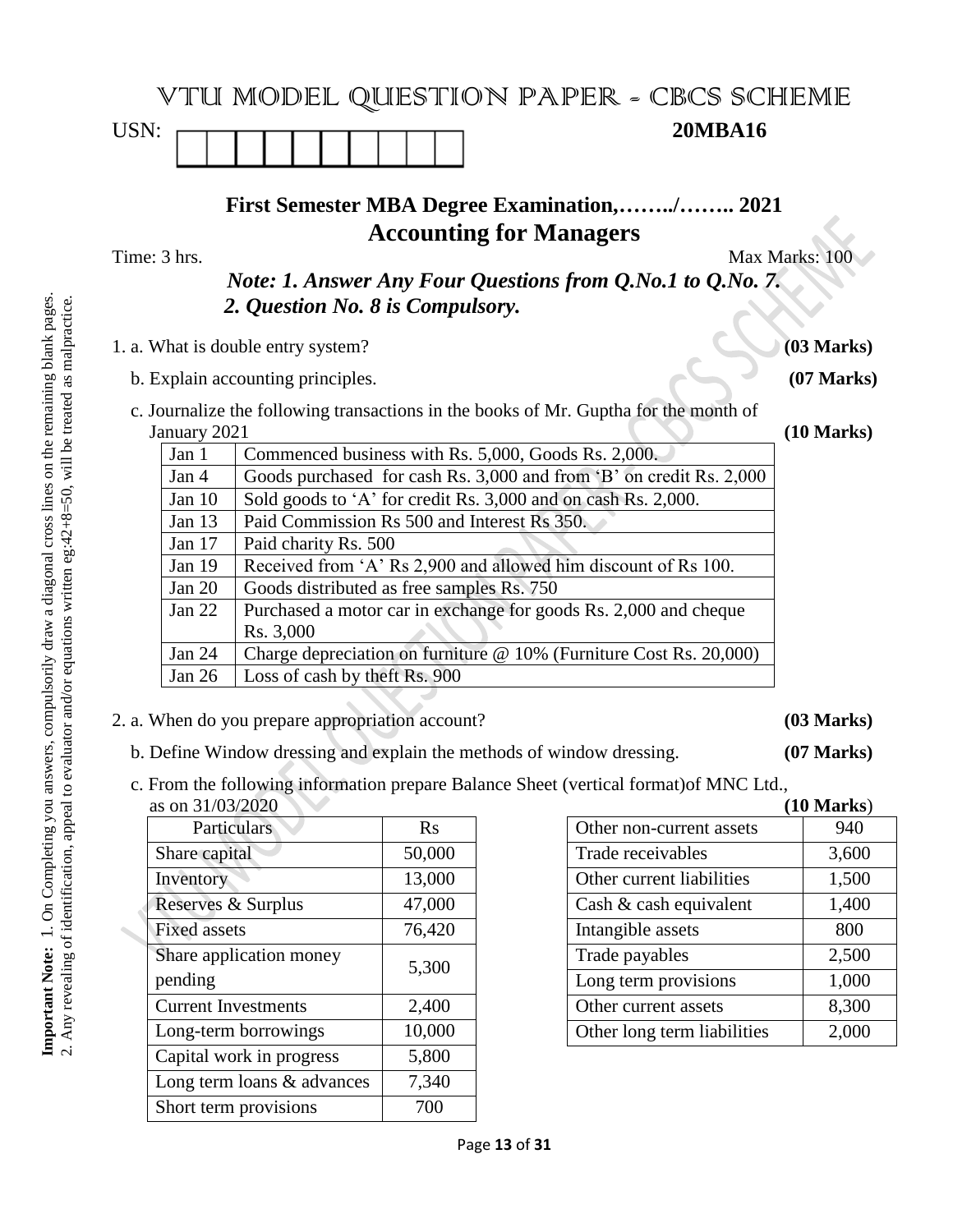# VTU MODEL QUESTION PAPER - CBCS SCHEME

USN: | | | | | | | | | | |

**20MBA16**

## First Semester MBA Degree Examination,……../…….. 2021

## Accounting for Managers

Time: 3 hrs. Max Marks: 100

***Note: 1. Answer Any Four Questions from Q.No.1 to Q.No. 7.***

***2. Question No. 8 is Compulsory.***

1. a. What is double entry system? **(03 Marks)**

   b. Explain accounting principles. **(07 Marks)**

   c. Journalize the following transactions in the books of Mr. Guptha for the month of January 2021 **(10 Marks)**

| Jan 1 | Commenced business with Rs. 5,000, Goods Rs. 2,000. |
|---|---|
| Jan 4 | Goods purchased for cash Rs. 3,000 and from 'B' on credit Rs. 2,000 |
| Jan 10 | Sold goods to 'A' for credit Rs. 3,000 and on cash Rs. 2,000. |
| Jan 13 | Paid Commission Rs 500 and Interest Rs 350. |
| Jan 17 | Paid charity Rs. 500 |
| Jan 19 | Received from 'A' Rs 2,900 and allowed him discount of Rs 100. |
| Jan 20 | Goods distributed as free samples Rs. 750 |
| Jan 22 | Purchased a motor car in exchange for goods Rs. 2,000 and cheque Rs. 3,000 |
| Jan 24 | Charge depreciation on furniture @ 10% (Furniture Cost Rs. 20,000) |
| Jan 26 | Loss of cash by theft Rs. 900 |

2. a. When do you prepare appropriation account? **(03 Marks)**

   b. Define Window dressing and explain the methods of window dressing. **(07 Marks)**

   c. From the following information prepare Balance Sheet (vertical format)of MNC Ltd., as on 31/03/2020 **(10 Marks)**

| Particulars | Rs |
|---|---|
| Share capital | 50,000 |
| Inventory | 13,000 |
| Reserves & Surplus | 47,000 |
| Fixed assets | 76,420 |
| Share application money pending | 5,300 |
| Current Investments | 2,400 |
| Long-term borrowings | 10,000 |
| Capital work in progress | 5,800 |
| Long term loans & advances | 7,340 |
| Short term provisions | 700 |
| Other non-current assets | 940 |
| Trade receivables | 3,600 |
| Other current liabilities | 1,500 |
| Cash & cash equivalent | 1,400 |
| Intangible assets | 800 |
| Trade payables | 2,500 |
| Long term provisions | 1,000 |
| Other current assets | 8,300 |
| Other long term liabilities | 2,000 |

**Important Note:** 1. On Completing you answers, compulsorily draw a diagonal cross lines on the remaining blank pages. 2. Any revealing of identification, appeal to evaluator and/or equations written eg:42+8=50, will be treated as malpractice.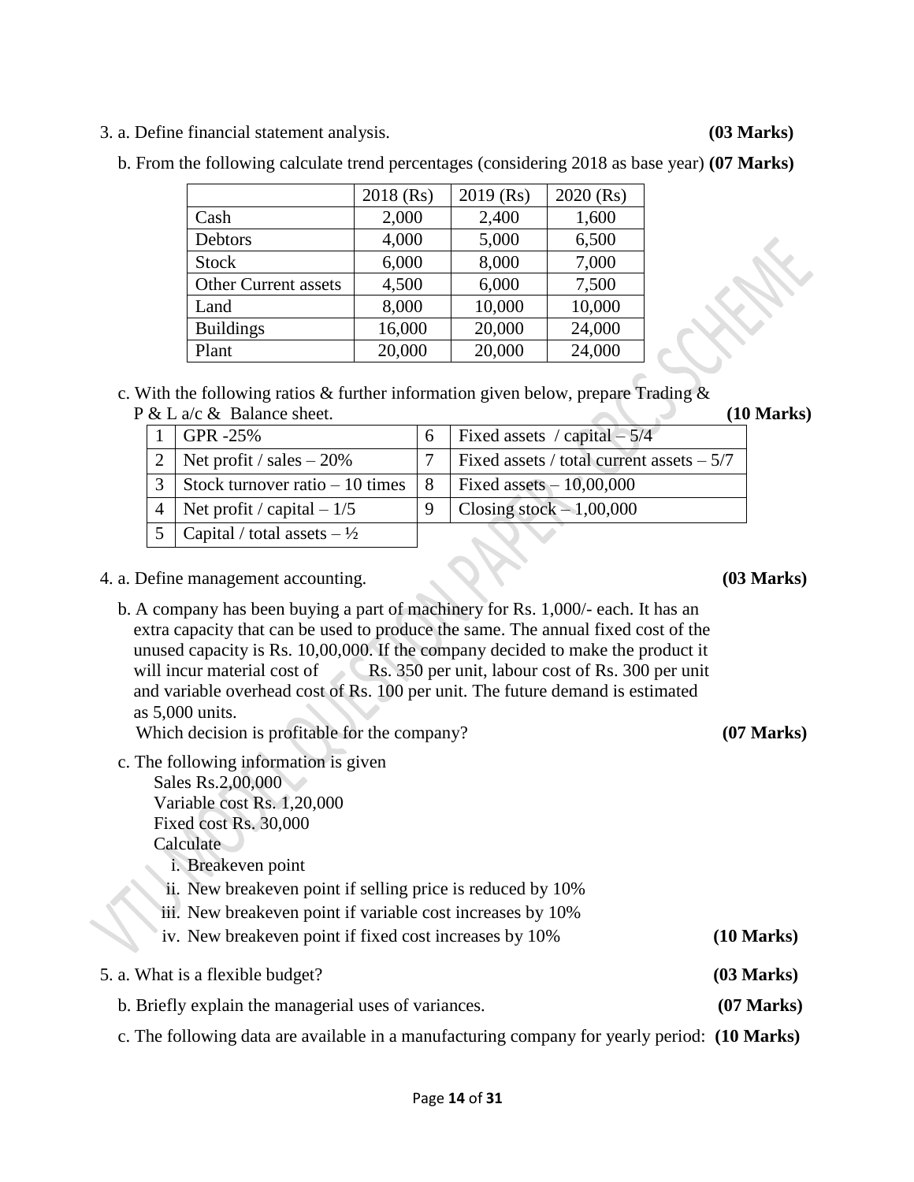3. a. Define financial statement analysis. **(03 Marks)**

b. From the following calculate trend percentages (considering 2018 as base year) **(07 Marks)**

| | 2018 (Rs) | 2019 (Rs) | 2020 (Rs) |
|---|---|---|---|
| Cash | 2,000 | 2,400 | 1,600 |
| Debtors | 4,000 | 5,000 | 6,500 |
| Stock | 6,000 | 8,000 | 7,000 |
| Other Current assets | 4,500 | 6,000 | 7,500 |
| Land | 8,000 | 10,000 | 10,000 |
| Buildings | 16,000 | 20,000 | 24,000 |
| Plant | 20,000 | 20,000 | 24,000 |

c. With the following ratios & further information given below, prepare Trading & P & L a/c & Balance sheet. **(10 Marks)**

| | | | |
|---|---|---|---|
| 1 | GPR -25% | 6 | Fixed assets / capital – 5/4 |
| 2 | Net profit / sales – 20% | 7 | Fixed assets / total current assets – 5/7 |
| 3 | Stock turnover ratio – 10 times | 8 | Fixed assets – 10,00,000 |
| 4 | Net profit / capital – 1/5 | 9 | Closing stock – 1,00,000 |
| 5 | Capital / total assets – ½ | | |

4. a. Define management accounting. **(03 Marks)**

b. A company has been buying a part of machinery for Rs. 1,000/- each. It has an extra capacity that can be used to produce the same. The annual fixed cost of the unused capacity is Rs. 10,00,000. If the company decided to make the product it will incur material cost of Rs. 350 per unit, labour cost of Rs. 300 per unit and variable overhead cost of Rs. 100 per unit. The future demand is estimated as 5,000 units.
Which decision is profitable for the company? **(07 Marks)**

c. The following information is given
Sales Rs.2,00,000
Variable cost Rs. 1,20,000
Fixed cost Rs. 30,000
Calculate

i. Breakeven point
ii. New breakeven point if selling price is reduced by 10%
iii. New breakeven point if variable cost increases by 10%
iv. New breakeven point if fixed cost increases by 10% **(10 Marks)**

5. a. What is a flexible budget? **(03 Marks)**

b. Briefly explain the managerial uses of variances. **(07 Marks)**

c. The following data are available in a manufacturing company for yearly period: **(10 Marks)**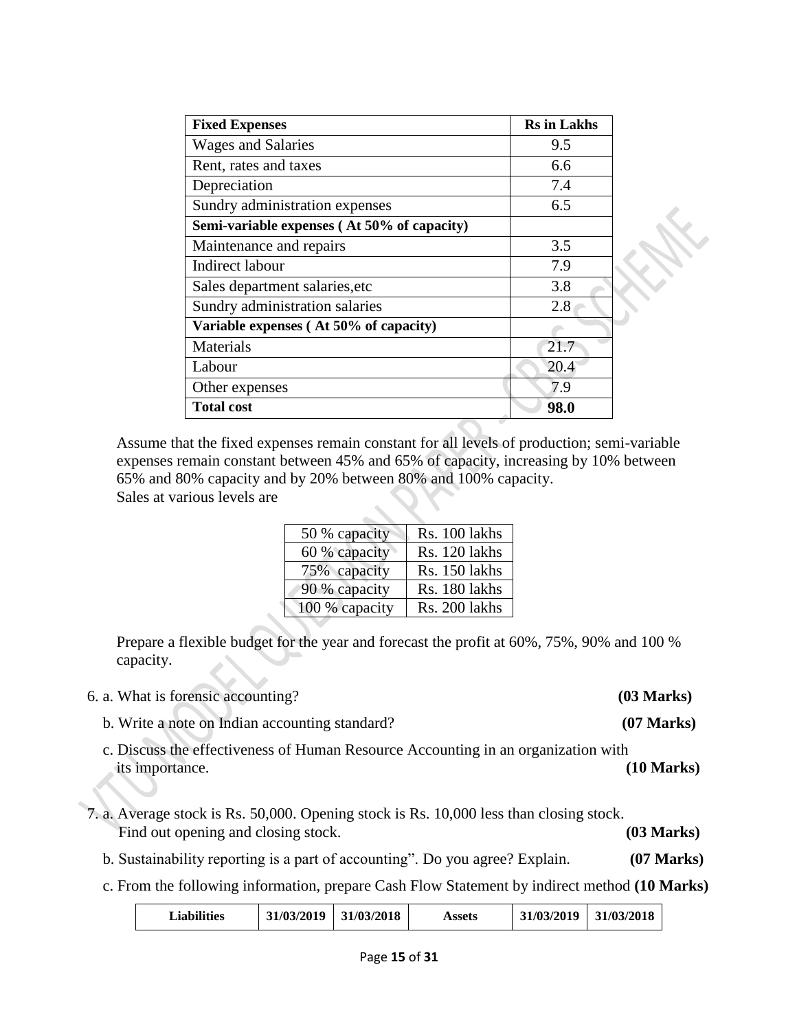| **Fixed Expenses** | **Rs in Lakhs** |
|---|---|
| Wages and Salaries | 9.5 |
| Rent, rates and taxes | 6.6 |
| Depreciation | 7.4 |
| Sundry administration expenses | 6.5 |
| **Semi-variable expenses ( At 50% of capacity)** | |
| Maintenance and repairs | 3.5 |
| Indirect labour | 7.9 |
| Sales department salaries,etc | 3.8 |
| Sundry administration salaries | 2.8 |
| **Variable expenses ( At 50% of capacity)** | |
| Materials | 21.7 |
| Labour | 20.4 |
| Other expenses | 7.9 |
| **Total cost** | **98.0** |

Assume that the fixed expenses remain constant for all levels of production; semi-variable expenses remain constant between 45% and 65% of capacity, increasing by 10% between 65% and 80% capacity and by 20% between 80% and 100% capacity.
Sales at various levels are

| 50 % capacity | Rs. 100 lakhs |
|---|---|
| 60 % capacity | Rs. 120 lakhs |
| 75% capacity | Rs. 150 lakhs |
| 90 % capacity | Rs. 180 lakhs |
| 100 % capacity | Rs. 200 lakhs |

Prepare a flexible budget for the year and forecast the profit at 60%, 75%, 90% and 100 % capacity.

6. a. What is forensic accounting? **(03 Marks)**

b. Write a note on Indian accounting standard? **(07 Marks)**

c. Discuss the effectiveness of Human Resource Accounting in an organization with its importance. **(10 Marks)**

7. a. Average stock is Rs. 50,000. Opening stock is Rs. 10,000 less than closing stock. Find out opening and closing stock. **(03 Marks)**

b. Sustainability reporting is a part of accounting". Do you agree? Explain. **(07 Marks)**

c. From the following information, prepare Cash Flow Statement by indirect method **(10 Marks)**

| **Liabilities** | **31/03/2019** | **31/03/2018** | **Assets** | **31/03/2019** | **31/03/2018** |
|---|---|---|---|---|---|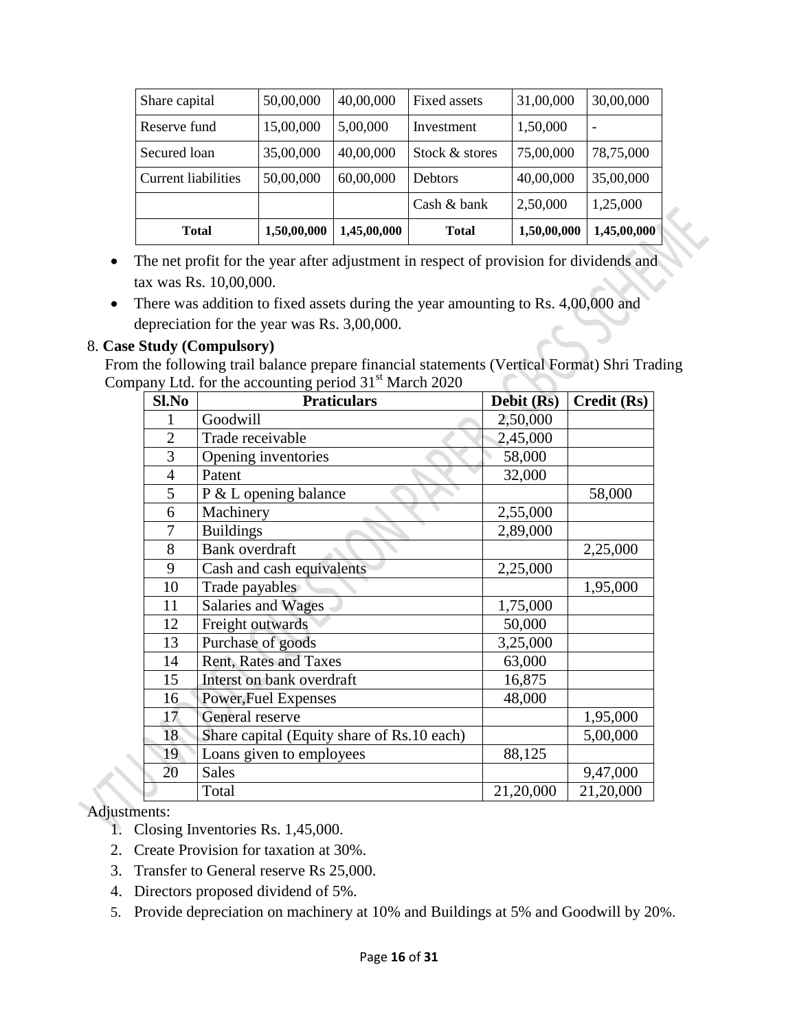| | | | | | |
|---|---|---|---|---|---|
| Share capital | 50,00,000 | 40,00,000 | Fixed assets | 31,00,000 | 30,00,000 |
| Reserve fund | 15,00,000 | 5,00,000 | Investment | 1,50,000 | - |
| Secured loan | 35,00,000 | 40,00,000 | Stock & stores | 75,00,000 | 78,75,000 |
| Current liabilities | 50,00,000 | 60,00,000 | Debtors | 40,00,000 | 35,00,000 |
| | | | Cash & bank | 2,50,000 | 1,25,000 |
| **Total** | **1,50,00,000** | **1,45,00,000** | **Total** | **1,50,00,000** | **1,45,00,000** |

- The net profit for the year after adjustment in respect of provision for dividends and tax was Rs. 10,00,000.
- There was addition to fixed assets during the year amounting to Rs. 4,00,000 and depreciation for the year was Rs. 3,00,000.

8. **Case Study (Compulsory)**

From the following trail balance prepare financial statements (Vertical Format) Shri Trading Company Ltd. for the accounting period 31st March 2020

| Sl.No | Praticulars | Debit (Rs) | Credit (Rs) |
|---|---|---|---|
| 1 | Goodwill | 2,50,000 | |
| 2 | Trade receivable | 2,45,000 | |
| 3 | Opening inventories | 58,000 | |
| 4 | Patent | 32,000 | |
| 5 | P & L opening balance | | 58,000 |
| 6 | Machinery | 2,55,000 | |
| 7 | Buildings | 2,89,000 | |
| 8 | Bank overdraft | | 2,25,000 |
| 9 | Cash and cash equivalents | 2,25,000 | |
| 10 | Trade payables | | 1,95,000 |
| 11 | Salaries and Wages | 1,75,000 | |
| 12 | Freight outwards | 50,000 | |
| 13 | Purchase of goods | 3,25,000 | |
| 14 | Rent, Rates and Taxes | 63,000 | |
| 15 | Interst on bank overdraft | 16,875 | |
| 16 | Power,Fuel Expenses | 48,000 | |
| 17 | General reserve | | 1,95,000 |
| 18 | Share capital (Equity share of Rs.10 each) | | 5,00,000 |
| 19 | Loans given to employees | 88,125 | |
| 20 | Sales | | 9,47,000 |
| | Total | 21,20,000 | 21,20,000 |

Adjustments:

1. Closing Inventories Rs. 1,45,000.
2. Create Provision for taxation at 30%.
3. Transfer to General reserve Rs 25,000.
4. Directors proposed dividend of 5%.
5. Provide depreciation on machinery at 10% and Buildings at 5% and Goodwill by 20%.